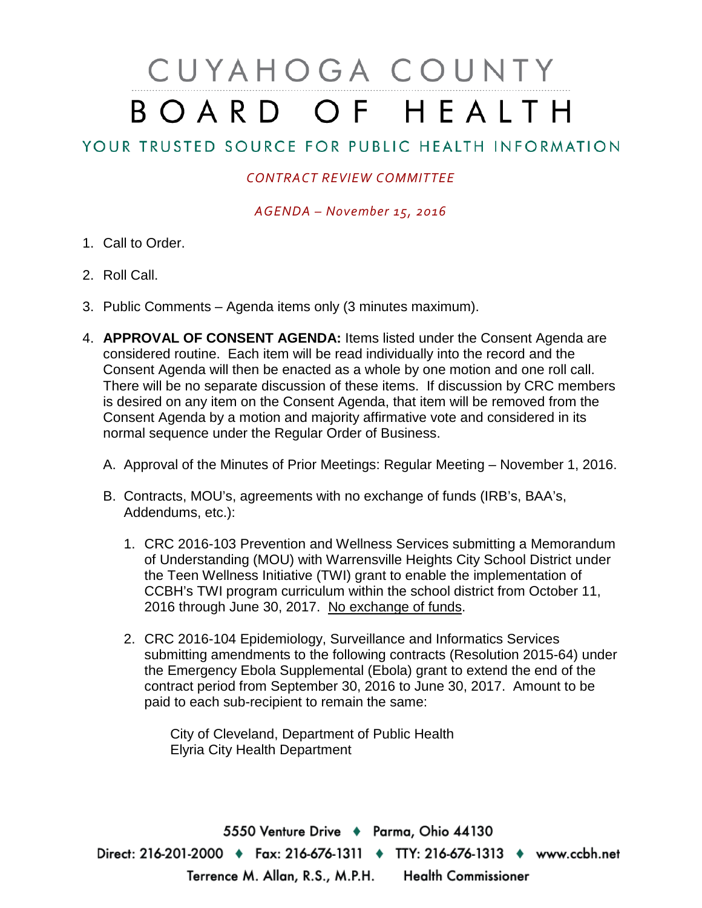# CUYAHOGA COUNTY BOARD OF HEALTH

## YOUR TRUSTED SOURCE FOR PUBLIC HEALTH INFORMATION

*CONTRACT REVIEW COMMITTEE*

*AGENDA – November 15, 2016*

1. Call to Order.

2. Roll Call.

3. Public Comments – Agenda items only (3 minutes maximum).

4. **APPROVAL OF CONSENT AGENDA:** Items listed under the Consent Agenda are considered routine. Each item will be read individually into the record and the Consent Agenda will then be enacted as a whole by one motion and one roll call. There will be no separate discussion of these items. If discussion by CRC members is desired on any item on the Consent Agenda, that item will be removed from the Consent Agenda by a motion and majority affirmative vote and considered in its normal sequence under the Regular Order of Business.

   A. Approval of the Minutes of Prior Meetings: Regular Meeting – November 1, 2016.

   B. Contracts, MOU's, agreements with no exchange of funds (IRB's, BAA's, Addendums, etc.):

      1. CRC 2016-103 Prevention and Wellness Services submitting a Memorandum of Understanding (MOU) with Warrensville Heights City School District under the Teen Wellness Initiative (TWI) grant to enable the implementation of CCBH's TWI program curriculum within the school district from October 11, 2016 through June 30, 2017. <u>No exchange of funds</u>.

      2. CRC 2016-104 Epidemiology, Surveillance and Informatics Services submitting amendments to the following contracts (Resolution 2015-64) under the Emergency Ebola Supplemental (Ebola) grant to extend the end of the contract period from September 30, 2016 to June 30, 2017. Amount to be paid to each sub-recipient to remain the same:

         City of Cleveland, Department of Public Health
         Elyria City Health Department

5550 Venture Drive ♦ Parma, Ohio 44130
Direct: 216-201-2000 ♦ Fax: 216-676-1311 ♦ TTY: 216-676-1313 ♦ www.ccbh.net
Terrence M. Allan, R.S., M.P.H. Health Commissioner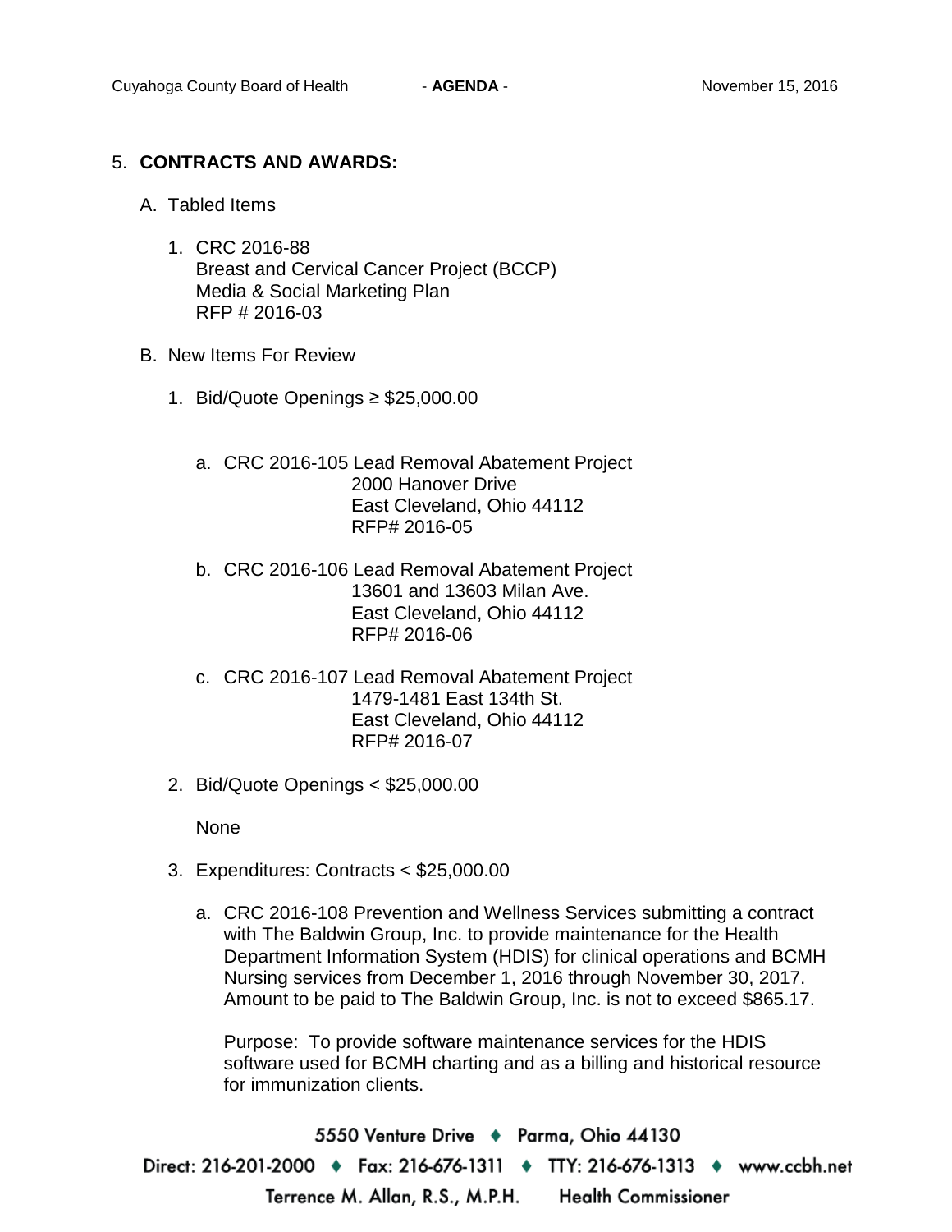5. **CONTRACTS AND AWARDS:**

   A. Tabled Items

      1. CRC 2016-88
         Breast and Cervical Cancer Project (BCCP)
         Media & Social Marketing Plan
         RFP # 2016-03

   B. New Items For Review

      1. Bid/Quote Openings ≥ $25,000.00

         a. CRC 2016-105 Lead Removal Abatement Project
            2000 Hanover Drive
            East Cleveland, Ohio 44112
            RFP# 2016-05

         b. CRC 2016-106 Lead Removal Abatement Project
            13601 and 13603 Milan Ave.
            East Cleveland, Ohio 44112
            RFP# 2016-06

         c. CRC 2016-107 Lead Removal Abatement Project
            1479-1481 East 134th St.
            East Cleveland, Ohio 44112
            RFP# 2016-07

      2. Bid/Quote Openings < $25,000.00

         None

      3. Expenditures: Contracts < $25,000.00

         a. CRC 2016-108 Prevention and Wellness Services submitting a contract with The Baldwin Group, Inc. to provide maintenance for the Health Department Information System (HDIS) for clinical operations and BCMH Nursing services from December 1, 2016 through November 30, 2017. Amount to be paid to The Baldwin Group, Inc. is not to exceed $865.17.

            Purpose: To provide software maintenance services for the HDIS software used for BCMH charting and as a billing and historical resource for immunization clients.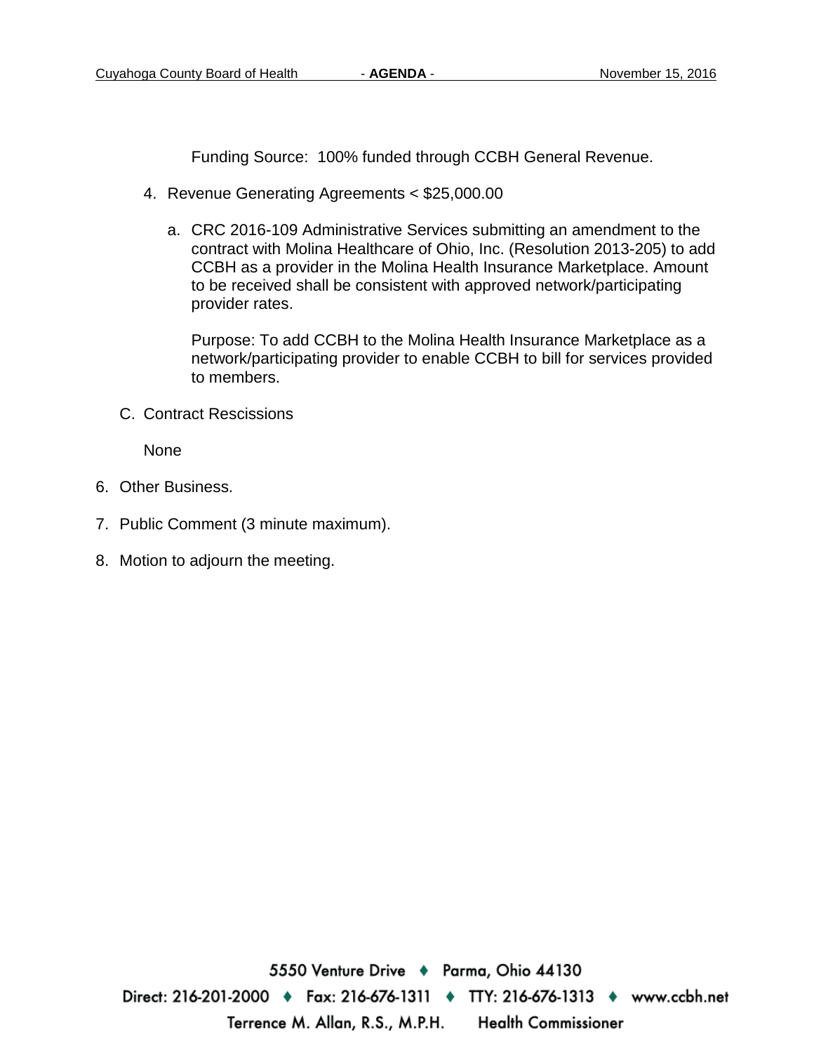Funding Source: 100% funded through CCBH General Revenue.

4. Revenue Generating Agreements < $25,000.00

   a. CRC 2016-109 Administrative Services submitting an amendment to the contract with Molina Healthcare of Ohio, Inc. (Resolution 2013-205) to add CCBH as a provider in the Molina Health Insurance Marketplace. Amount to be received shall be consistent with approved network/participating provider rates.

      Purpose: To add CCBH to the Molina Health Insurance Marketplace as a network/participating provider to enable CCBH to bill for services provided to members.

C. Contract Rescissions

   None

6. Other Business.

7. Public Comment (3 minute maximum).

8. Motion to adjourn the meeting.